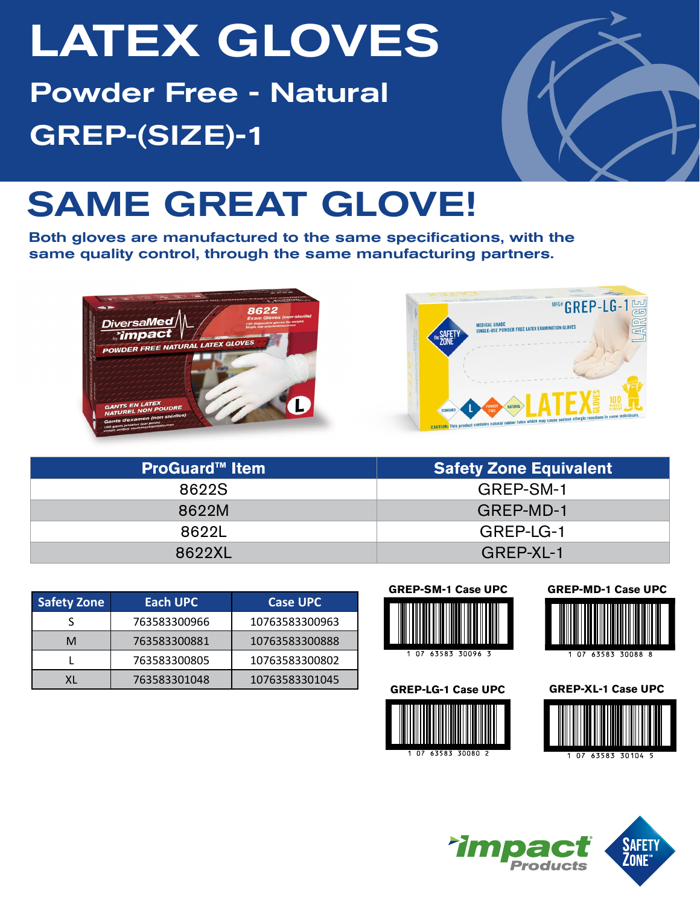# LATEX GLOVES

## Powder Free - Natural

## GREP-(SIZE)-1

# SAME GREAT GLOVE!

**Both gloves are manufactured to the same specifications, with the same quality control, through the same manufacturing partners.**

| ProGuard™ Item | Safety Zone Equivalent |
|---|---|
| 8622S | GREP-SM-1 |
| 8622M | GREP-MD-1 |
| 8622L | GREP-LG-1 |
| 8622XL | GREP-XL-1 |

| Safety Zone | Each UPC | Case UPC |
|---|---|---|
| S | 763583300966 | 10763583300963 |
| M | 763583300881 | 10763583300888 |
| L | 763583300805 | 10763583300802 |
| XL | 763583301048 | 10763583301045 |

**GREP-SM-1 Case UPC**

1 07 63583 30096 3

**GREP-MD-1 Case UPC**

1 07 63583 30088 8

**GREP-LG-1 Case UPC**

1 07 63583 30080 2

**GREP-XL-1 Case UPC**

1 07 63583 30104 5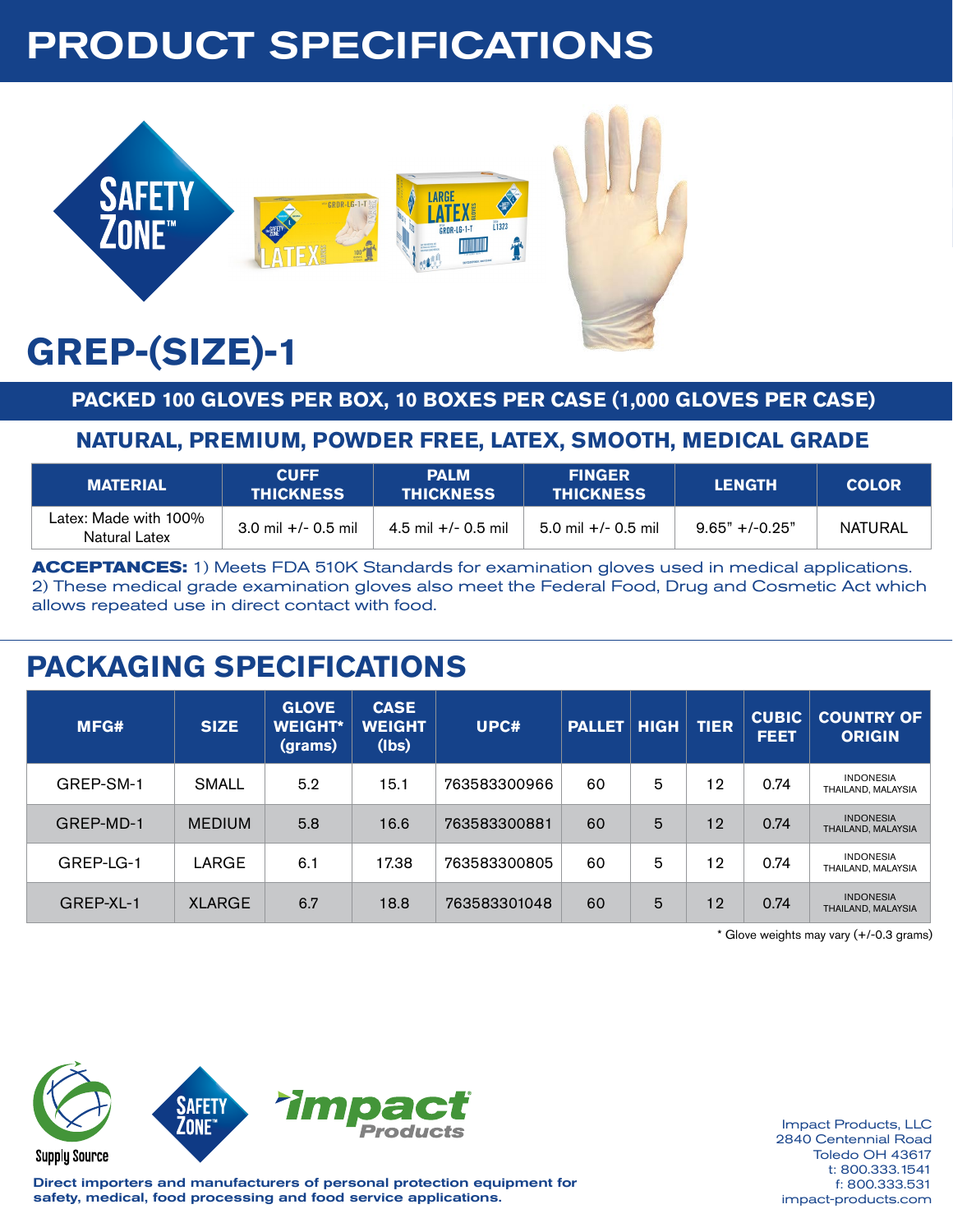# PRODUCT SPECIFICATIONS

## GREP-(SIZE)-1

**PACKED 100 GLOVES PER BOX, 10 BOXES PER CASE (1,000 GLOVES PER CASE)**

**NATURAL, PREMIUM, POWDER FREE, LATEX, SMOOTH, MEDICAL GRADE**

| MATERIAL | CUFF THICKNESS | PALM THICKNESS | FINGER THICKNESS | LENGTH | COLOR |
|---|---|---|---|---|---|
| Latex: Made with 100% Natural Latex | 3.0 mil +/- 0.5 mil | 4.5 mil +/- 0.5 mil | 5.0 mil +/- 0.5 mil | 9.65" +/-0.25" | NATURAL |

**ACCEPTANCES:** 1) Meets FDA 510K Standards for examination gloves used in medical applications. 2) These medical grade examination gloves also meet the Federal Food, Drug and Cosmetic Act which allows repeated use in direct contact with food.

## PACKAGING SPECIFICATIONS

| MFG# | SIZE | GLOVE WEIGHT* (grams) | CASE WEIGHT (lbs) | UPC# | PALLET | HIGH | TIER | CUBIC FEET | COUNTRY OF ORIGIN |
|---|---|---|---|---|---|---|---|---|---|
| GREP-SM-1 | SMALL | 5.2 | 15.1 | 763583300966 | 60 | 5 | 12 | 0.74 | INDONESIA THAILAND, MALAYSIA |
| GREP-MD-1 | MEDIUM | 5.8 | 16.6 | 763583300881 | 60 | 5 | 12 | 0.74 | INDONESIA THAILAND, MALAYSIA |
| GREP-LG-1 | LARGE | 6.1 | 17.38 | 763583300805 | 60 | 5 | 12 | 0.74 | INDONESIA THAILAND, MALAYSIA |
| GREP-XL-1 | XLARGE | 6.7 | 18.8 | 763583301048 | 60 | 5 | 12 | 0.74 | INDONESIA THAILAND, MALAYSIA |

* Glove weights may vary (+/-0.3 grams)

Supply Source

**Direct importers and manufacturers of personal protection equipment for safety, medical, food processing and food service applications.**

Impact Products, LLC
2840 Centennial Road
Toledo OH 43617
t: 800.333.1541
f: 800.333.531
impact-products.com